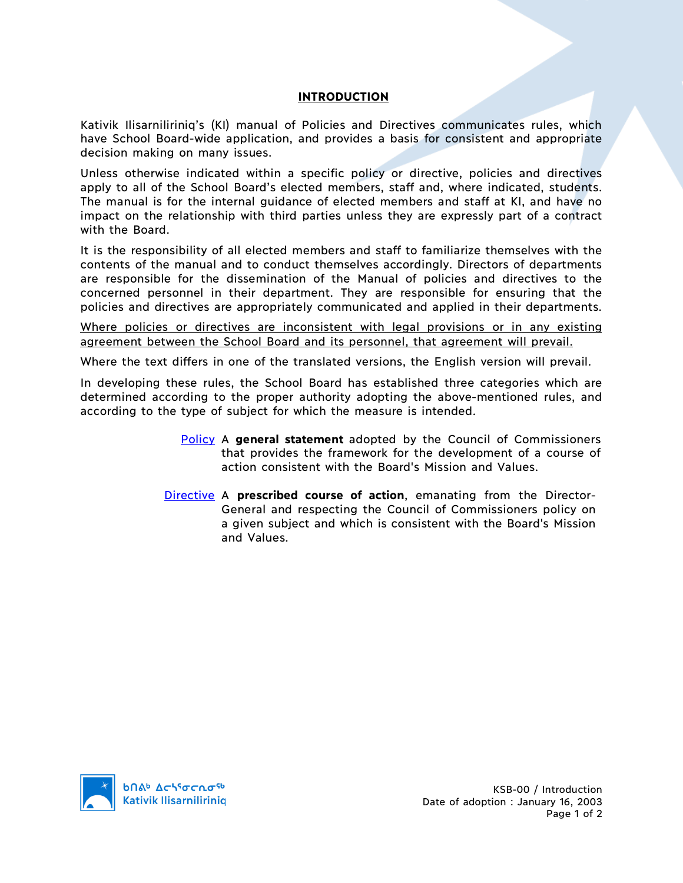# INTRODUCTION

Kativik Ilisarniliriniq's (KI) manual of Policies and Directives communicates rules, which have School Board-wide application, and provides a basis for consistent and appropriate decision making on many issues.

Unless otherwise indicated within a specific policy or directive, policies and directives apply to all of the School Board's elected members, staff and, where indicated, students. The manual is for the internal guidance of elected members and staff at KI, and have no impact on the relationship with third parties unless they are expressly part of a contract with the Board.

It is the responsibility of all elected members and staff to familiarize themselves with the contents of the manual and to conduct themselves accordingly. Directors of departments are responsible for the dissemination of the Manual of policies and directives to the concerned personnel in their department. They are responsible for ensuring that the policies and directives are appropriately communicated and applied in their departments.

<u>Where policies or directives are inconsistent with legal provisions or in any existing agreement between the School Board and its personnel, that agreement will prevail.</u>

Where the text differs in one of the translated versions, the English version will prevail.

In developing these rules, the School Board has established three categories which are determined according to the proper authority adopting the above-mentioned rules, and according to the type of subject for which the measure is intended.

**Policy** A **general statement** adopted by the Council of Commissioners that provides the framework for the development of a course of action consistent with the Board's Mission and Values.

**Directive** A **prescribed course of action**, emanating from the Director-General and respecting the Council of Commissioners policy on a given subject and which is consistent with the Board's Mission and Values.

ᑲᑎᕝᕕᒃ ᐃᓕᓴᕐᓂᓕᕆᓂᖅ Kativik Ilisarniliriniq

KSB-00 / Introduction
Date of adoption : January 16, 2003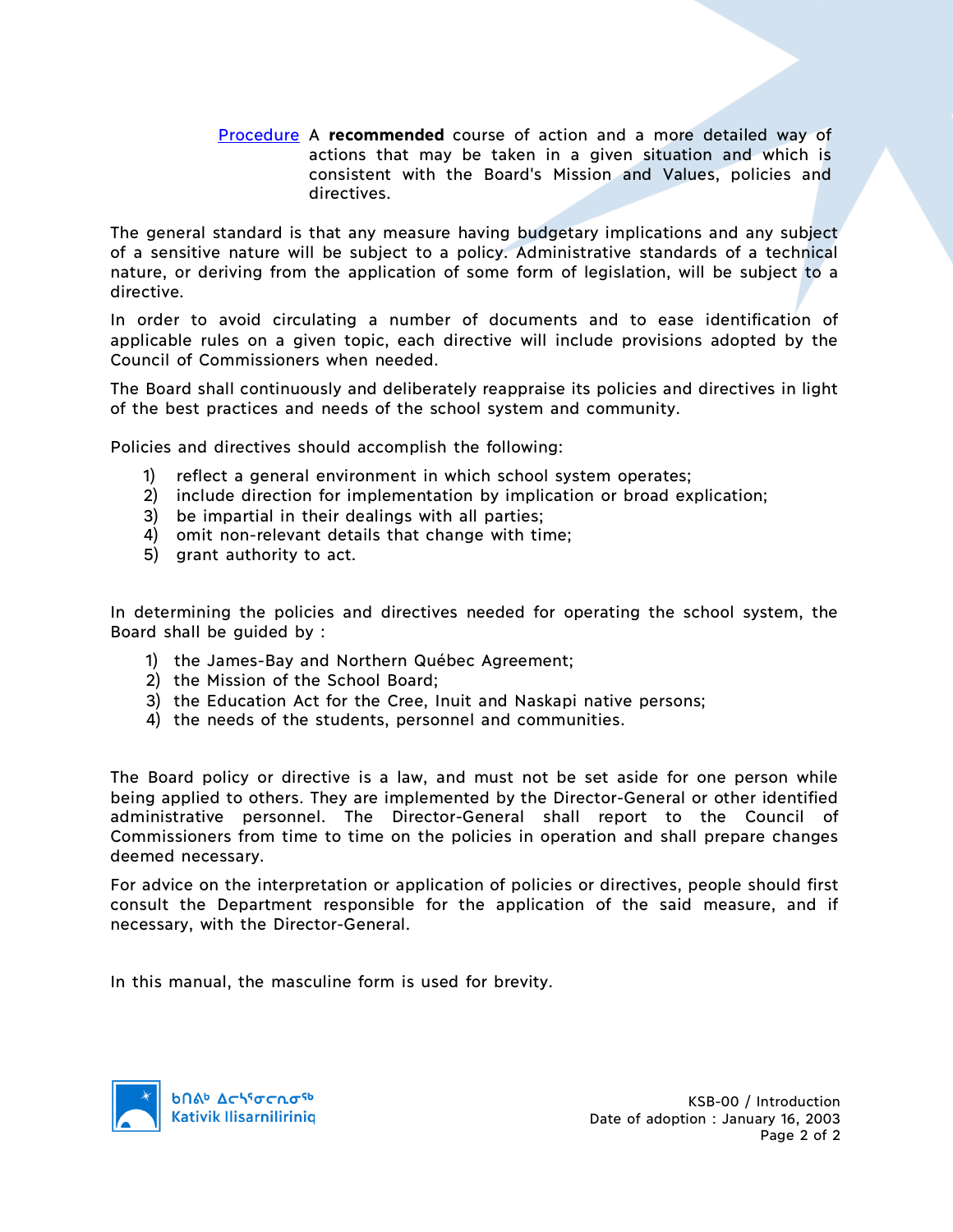Procedure A **recommended** course of action and a more detailed way of actions that may be taken in a given situation and which is consistent with the Board's Mission and Values, policies and directives.

The general standard is that any measure having budgetary implications and any subject of a sensitive nature will be subject to a policy. Administrative standards of a technical nature, or deriving from the application of some form of legislation, will be subject to a directive.

In order to avoid circulating a number of documents and to ease identification of applicable rules on a given topic, each directive will include provisions adopted by the Council of Commissioners when needed.

The Board shall continuously and deliberately reappraise its policies and directives in light of the best practices and needs of the school system and community.

Policies and directives should accomplish the following:

1) reflect a general environment in which school system operates;
2) include direction for implementation by implication or broad explication;
3) be impartial in their dealings with all parties;
4) omit non-relevant details that change with time;
5) grant authority to act.

In determining the policies and directives needed for operating the school system, the Board shall be guided by :

1) the James-Bay and Northern Québec Agreement;
2) the Mission of the School Board;
3) the Education Act for the Cree, Inuit and Naskapi native persons;
4) the needs of the students, personnel and communities.

The Board policy or directive is a law, and must not be set aside for one person while being applied to others. They are implemented by the Director-General or other identified administrative personnel. The Director-General shall report to the Council of Commissioners from time to time on the policies in operation and shall prepare changes deemed necessary.

For advice on the interpretation or application of policies or directives, people should first consult the Department responsible for the application of the said measure, and if necessary, with the Director-General.

In this manual, the masculine form is used for brevity.